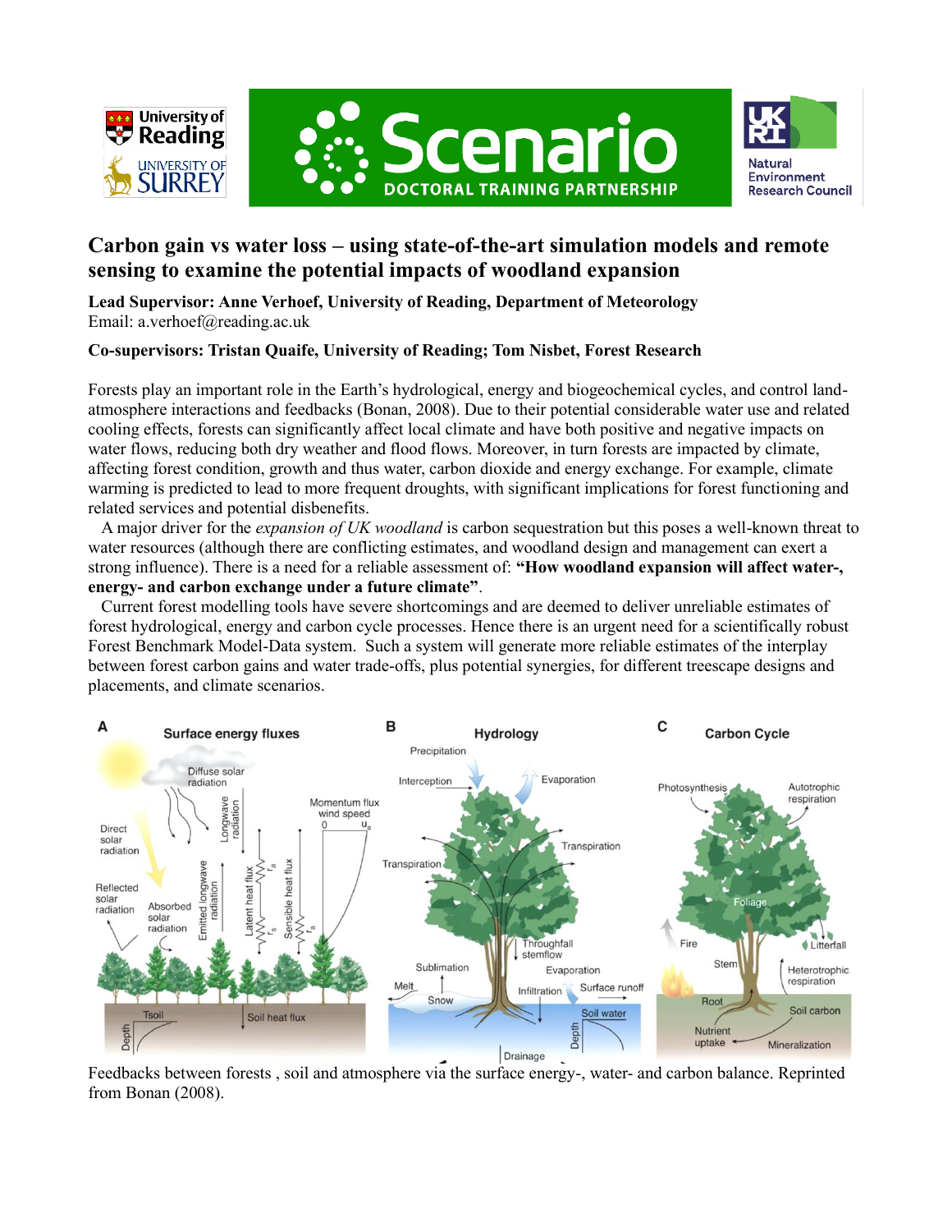# Carbon gain vs water loss – using state-of-the-art simulation models and remote sensing to examine the potential impacts of woodland expansion

**Lead Supervisor: Anne Verhoef, University of Reading, Department of Meteorology**
Email: a.verhoef@reading.ac.uk

**Co-supervisors: Tristan Quaife, University of Reading; Tom Nisbet, Forest Research**

Forests play an important role in the Earth's hydrological, energy and biogeochemical cycles, and control land-atmosphere interactions and feedbacks (Bonan, 2008). Due to their potential considerable water use and related cooling effects, forests can significantly affect local climate and have both positive and negative impacts on water flows, reducing both dry weather and flood flows. Moreover, in turn forests are impacted by climate, affecting forest condition, growth and thus water, carbon dioxide and energy exchange. For example, climate warming is predicted to lead to more frequent droughts, with significant implications for forest functioning and related services and potential disbenefits.

A major driver for the *expansion of UK woodland* is carbon sequestration but this poses a well-known threat to water resources (although there are conflicting estimates, and woodland design and management can exert a strong influence). There is a need for a reliable assessment of: **"How woodland expansion will affect water-, energy- and carbon exchange under a future climate"**.

Current forest modelling tools have severe shortcomings and are deemed to deliver unreliable estimates of forest hydrological, energy and carbon cycle processes. Hence there is an urgent need for a scientifically robust Forest Benchmark Model-Data system. Such a system will generate more reliable estimates of the interplay between forest carbon gains and water trade-offs, plus potential synergies, for different treescape designs and placements, and climate scenarios.

Feedbacks between forests , soil and atmosphere via the surface energy-, water- and carbon balance. Reprinted from Bonan (2008).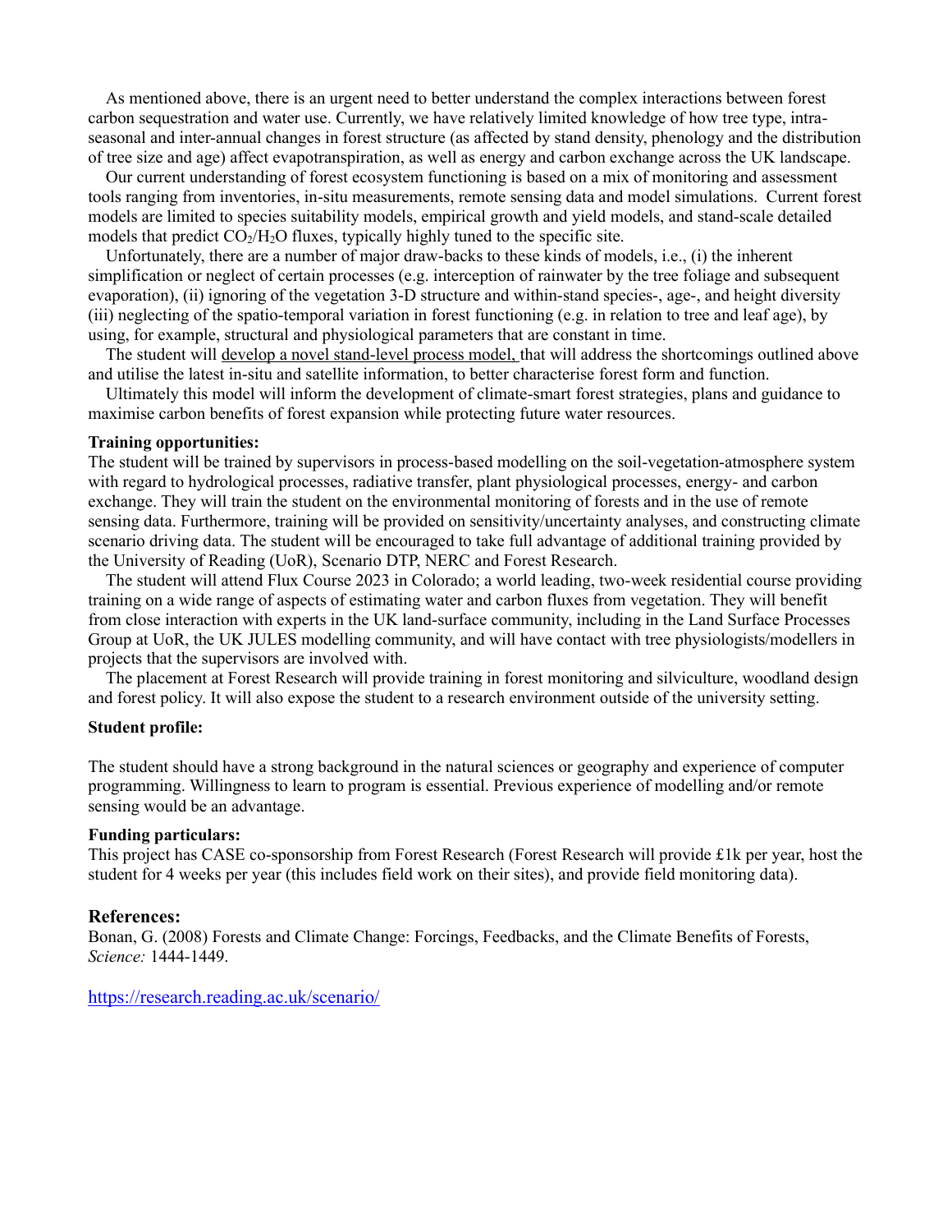As mentioned above, there is an urgent need to better understand the complex interactions between forest carbon sequestration and water use. Currently, we have relatively limited knowledge of how tree type, intra-seasonal and inter-annual changes in forest structure (as affected by stand density, phenology and the distribution of tree size and age) affect evapotranspiration, as well as energy and carbon exchange across the UK landscape.

Our current understanding of forest ecosystem functioning is based on a mix of monitoring and assessment tools ranging from inventories, in-situ measurements, remote sensing data and model simulations. Current forest models are limited to species suitability models, empirical growth and yield models, and stand-scale detailed models that predict $CO_2$/$H_2O$ fluxes, typically highly tuned to the specific site.

Unfortunately, there are a number of major draw-backs to these kinds of models, i.e., (i) the inherent simplification or neglect of certain processes (e.g. interception of rainwater by the tree foliage and subsequent evaporation), (ii) ignoring of the vegetation 3-D structure and within-stand species-, age-, and height diversity (iii) neglecting of the spatio-temporal variation in forest functioning (e.g. in relation to tree and leaf age), by using, for example, structural and physiological parameters that are constant in time.

The student will <u>develop a novel stand-level process model,</u> that will address the shortcomings outlined above and utilise the latest in-situ and satellite information, to better characterise forest form and function.

Ultimately this model will inform the development of climate-smart forest strategies, plans and guidance to maximise carbon benefits of forest expansion while protecting future water resources.

**Training opportunities:**

The student will be trained by supervisors in process-based modelling on the soil-vegetation-atmosphere system with regard to hydrological processes, radiative transfer, plant physiological processes, energy- and carbon exchange. They will train the student on the environmental monitoring of forests and in the use of remote sensing data. Furthermore, training will be provided on sensitivity/uncertainty analyses, and constructing climate scenario driving data. The student will be encouraged to take full advantage of additional training provided by the University of Reading (UoR), Scenario DTP, NERC and Forest Research.

The student will attend Flux Course 2023 in Colorado; a world leading, two-week residential course providing training on a wide range of aspects of estimating water and carbon fluxes from vegetation. They will benefit from close interaction with experts in the UK land-surface community, including in the Land Surface Processes Group at UoR, the UK JULES modelling community, and will have contact with tree physiologists/modellers in projects that the supervisors are involved with.

The placement at Forest Research will provide training in forest monitoring and silviculture, woodland design and forest policy. It will also expose the student to a research environment outside of the university setting.

**Student profile:**

The student should have a strong background in the natural sciences or geography and experience of computer programming. Willingness to learn to program is essential. Previous experience of modelling and/or remote sensing would be an advantage.

**Funding particulars:**

This project has CASE co-sponsorship from Forest Research (Forest Research will provide £1k per year, host the student for 4 weeks per year (this includes field work on their sites), and provide field monitoring data).

### References:

Bonan, G. (2008) Forests and Climate Change: Forcings, Feedbacks, and the Climate Benefits of Forests, *Science:* 1444-1449.

https://research.reading.ac.uk/scenario/